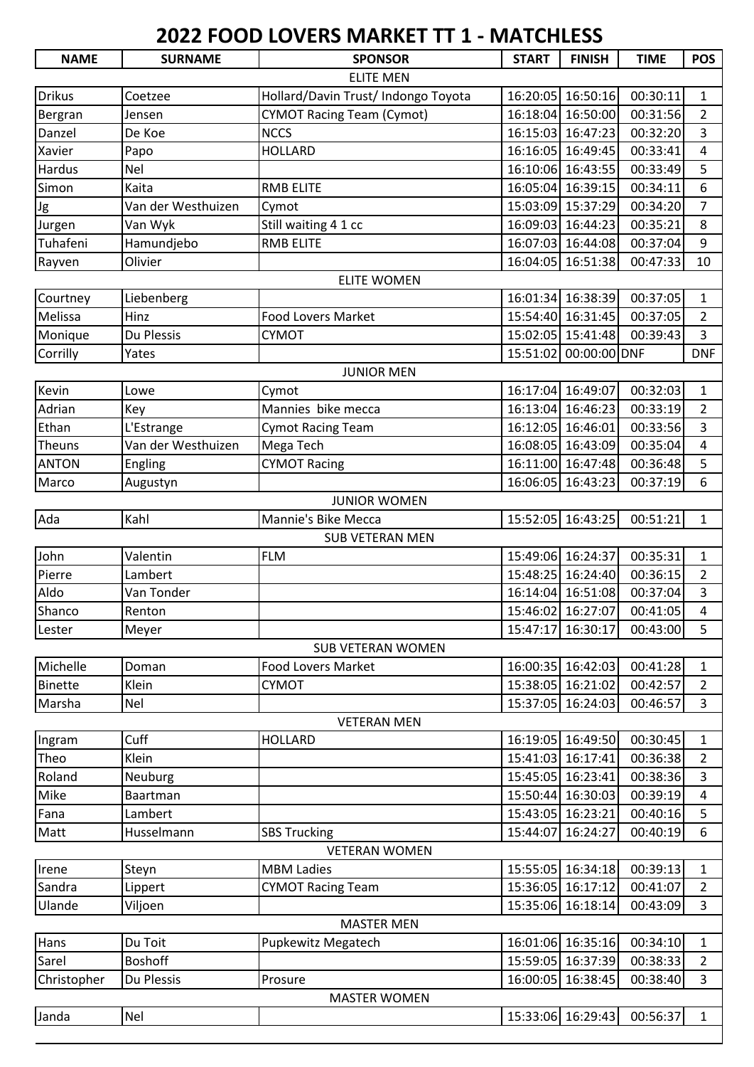# 2022 FOOD LOVERS MARKET TT 1 - MATCHLESS

| NAME | SURNAME | SPONSOR | START | FINISH | TIME | POS |
|---|---|---|---|---|---|---|
| | | ELITE MEN | | | | |
| Drikus | Coetzee | Hollard/Davin Trust/ Indongo Toyota | 16:20:05 | 16:50:16 | 00:30:11 | 1 |
| Bergran | Jensen | CYMOT Racing Team (Cymot) | 16:18:04 | 16:50:00 | 00:31:56 | 2 |
| Danzel | De Koe | NCCS | 16:15:03 | 16:47:23 | 00:32:20 | 3 |
| Xavier | Papo | HOLLARD | 16:16:05 | 16:49:45 | 00:33:41 | 4 |
| Hardus | Nel | | 16:10:06 | 16:43:55 | 00:33:49 | 5 |
| Simon | Kaita | RMB ELITE | 16:05:04 | 16:39:15 | 00:34:11 | 6 |
| Jg | Van der Westhuizen | Cymot | 15:03:09 | 15:37:29 | 00:34:20 | 7 |
| Jurgen | Van Wyk | Still waiting 4 1 cc | 16:09:03 | 16:44:23 | 00:35:21 | 8 |
| Tuhafeni | Hamundjebo | RMB ELITE | 16:07:03 | 16:44:08 | 00:37:04 | 9 |
| Rayven | Olivier | | 16:04:05 | 16:51:38 | 00:47:33 | 10 |
| | | ELITE WOMEN | | | | |
| Courtney | Liebenberg | | 16:01:34 | 16:38:39 | 00:37:05 | 1 |
| Melissa | Hinz | Food Lovers Market | 15:54:40 | 16:31:45 | 00:37:05 | 2 |
| Monique | Du Plessis | CYMOT | 15:02:05 | 15:41:48 | 00:39:43 | 3 |
| Corrilly | Yates | | 15:51:02 | 00:00:00 | DNF | DNF |
| | | JUNIOR MEN | | | | |
| Kevin | Lowe | Cymot | 16:17:04 | 16:49:07 | 00:32:03 | 1 |
| Adrian | Key | Mannies bike mecca | 16:13:04 | 16:46:23 | 00:33:19 | 2 |
| Ethan | L'Estrange | Cymot Racing Team | 16:12:05 | 16:46:01 | 00:33:56 | 3 |
| Theuns | Van der Westhuizen | Mega Tech | 16:08:05 | 16:43:09 | 00:35:04 | 4 |
| ANTON | Engling | CYMOT Racing | 16:11:00 | 16:47:48 | 00:36:48 | 5 |
| Marco | Augustyn | | 16:06:05 | 16:43:23 | 00:37:19 | 6 |
| | | JUNIOR WOMEN | | | | |
| Ada | Kahl | Mannie's Bike Mecca | 15:52:05 | 16:43:25 | 00:51:21 | 1 |
| | | SUB VETERAN MEN | | | | |
| John | Valentin | FLM | 15:49:06 | 16:24:37 | 00:35:31 | 1 |
| Pierre | Lambert | | 15:48:25 | 16:24:40 | 00:36:15 | 2 |
| Aldo | Van Tonder | | 16:14:04 | 16:51:08 | 00:37:04 | 3 |
| Shanco | Renton | | 15:46:02 | 16:27:07 | 00:41:05 | 4 |
| Lester | Meyer | | 15:47:17 | 16:30:17 | 00:43:00 | 5 |
| | | SUB VETERAN WOMEN | | | | |
| Michelle | Doman | Food Lovers Market | 16:00:35 | 16:42:03 | 00:41:28 | 1 |
| Binette | Klein | CYMOT | 15:38:05 | 16:21:02 | 00:42:57 | 2 |
| Marsha | Nel | | 15:37:05 | 16:24:03 | 00:46:57 | 3 |
| | | VETERAN MEN | | | | |
| Ingram | Cuff | HOLLARD | 16:19:05 | 16:49:50 | 00:30:45 | 1 |
| Theo | Klein | | 15:41:03 | 16:17:41 | 00:36:38 | 2 |
| Roland | Neuburg | | 15:45:05 | 16:23:41 | 00:38:36 | 3 |
| Mike | Baartman | | 15:50:44 | 16:30:03 | 00:39:19 | 4 |
| Fana | Lambert | | 15:43:05 | 16:23:21 | 00:40:16 | 5 |
| Matt | Husselmann | SBS Trucking | 15:44:07 | 16:24:27 | 00:40:19 | 6 |
| | | VETERAN WOMEN | | | | |
| Irene | Steyn | MBM Ladies | 15:55:05 | 16:34:18 | 00:39:13 | 1 |
| Sandra | Lippert | CYMOT Racing Team | 15:36:05 | 16:17:12 | 00:41:07 | 2 |
| Ulande | Viljoen | | 15:35:06 | 16:18:14 | 00:43:09 | 3 |
| | | MASTER MEN | | | | |
| Hans | Du Toit | Pupkewitz Megatech | 16:01:06 | 16:35:16 | 00:34:10 | 1 |
| Sarel | Boshoff | | 15:59:05 | 16:37:39 | 00:38:33 | 2 |
| Christopher | Du Plessis | Prosure | 16:00:05 | 16:38:45 | 00:38:40 | 3 |
| | | MASTER WOMEN | | | | |
| Janda | Nel | | 15:33:06 | 16:29:43 | 00:56:37 | 1 |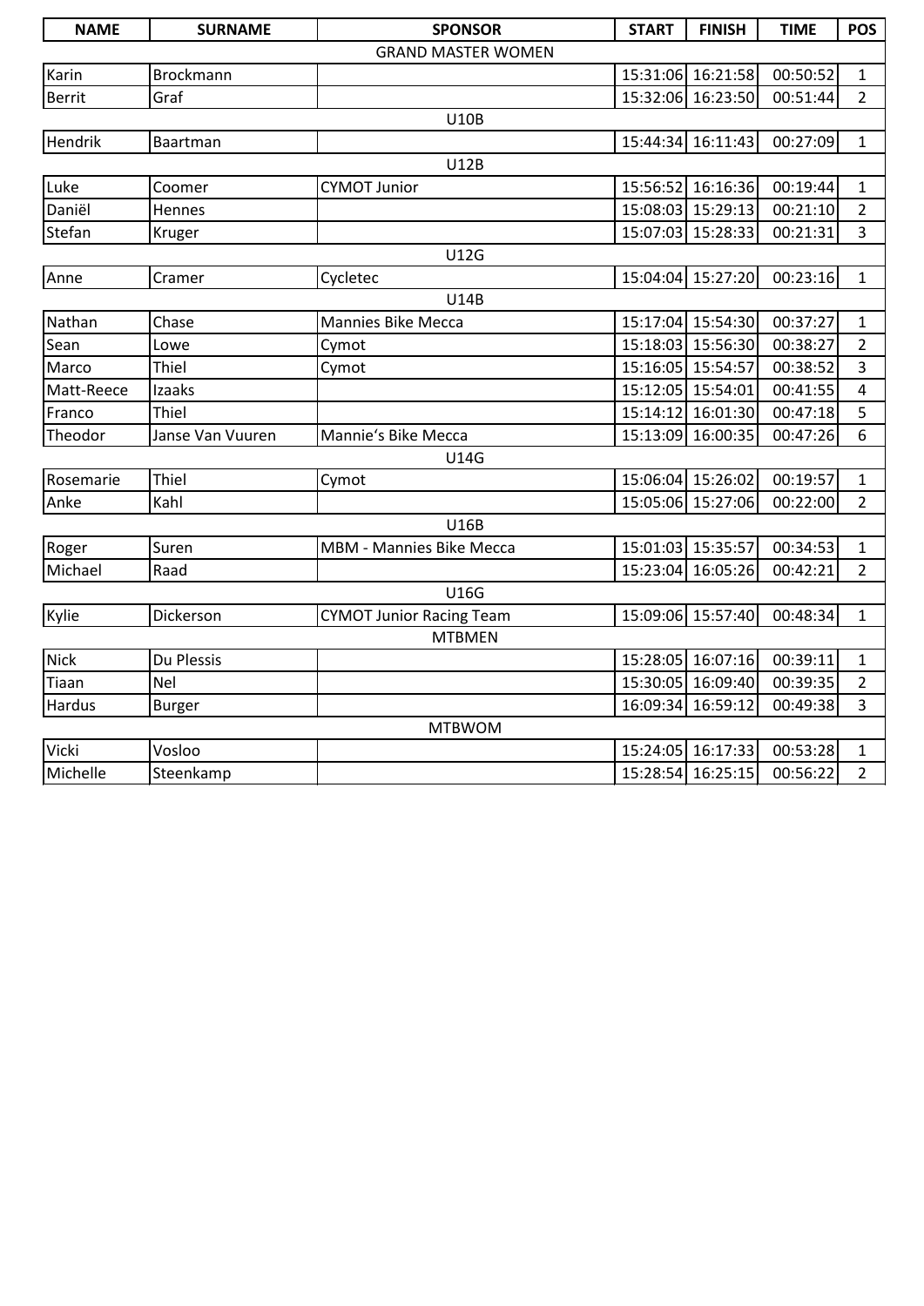| NAME | SURNAME | SPONSOR | START | FINISH | TIME | POS |
|---|---|---|---|---|---|---|
| | | GRAND MASTER WOMEN | | | | |
| Karin | Brockmann | | 15:31:06 | 16:21:58 | 00:50:52 | 1 |
| Berrit | Graf | | 15:32:06 | 16:23:50 | 00:51:44 | 2 |
| | | U10B | | | | |
| Hendrik | Baartman | | 15:44:34 | 16:11:43 | 00:27:09 | 1 |
| | | U12B | | | | |
| Luke | Coomer | CYMOT Junior | 15:56:52 | 16:16:36 | 00:19:44 | 1 |
| Daniël | Hennes | | 15:08:03 | 15:29:13 | 00:21:10 | 2 |
| Stefan | Kruger | | 15:07:03 | 15:28:33 | 00:21:31 | 3 |
| | | U12G | | | | |
| Anne | Cramer | Cycletec | 15:04:04 | 15:27:20 | 00:23:16 | 1 |
| | | U14B | | | | |
| Nathan | Chase | Mannies Bike Mecca | 15:17:04 | 15:54:30 | 00:37:27 | 1 |
| Sean | Lowe | Cymot | 15:18:03 | 15:56:30 | 00:38:27 | 2 |
| Marco | Thiel | Cymot | 15:16:05 | 15:54:57 | 00:38:52 | 3 |
| Matt-Reece | Izaaks | | 15:12:05 | 15:54:01 | 00:41:55 | 4 |
| Franco | Thiel | | 15:14:12 | 16:01:30 | 00:47:18 | 5 |
| Theodor | Janse Van Vuuren | Mannie's Bike Mecca | 15:13:09 | 16:00:35 | 00:47:26 | 6 |
| | | U14G | | | | |
| Rosemarie | Thiel | Cymot | 15:06:04 | 15:26:02 | 00:19:57 | 1 |
| Anke | Kahl | | 15:05:06 | 15:27:06 | 00:22:00 | 2 |
| | | U16B | | | | |
| Roger | Suren | MBM - Mannies Bike Mecca | 15:01:03 | 15:35:57 | 00:34:53 | 1 |
| Michael | Raad | | 15:23:04 | 16:05:26 | 00:42:21 | 2 |
| | | U16G | | | | |
| Kylie | Dickerson | CYMOT Junior Racing Team | 15:09:06 | 15:57:40 | 00:48:34 | 1 |
| | | MTBMEN | | | | |
| Nick | Du Plessis | | 15:28:05 | 16:07:16 | 00:39:11 | 1 |
| Tiaan | Nel | | 15:30:05 | 16:09:40 | 00:39:35 | 2 |
| Hardus | Burger | | 16:09:34 | 16:59:12 | 00:49:38 | 3 |
| | | MTBWOM | | | | |
| Vicki | Vosloo | | 15:24:05 | 16:17:33 | 00:53:28 | 1 |
| Michelle | Steenkamp | | 15:28:54 | 16:25:15 | 00:56:22 | 2 |